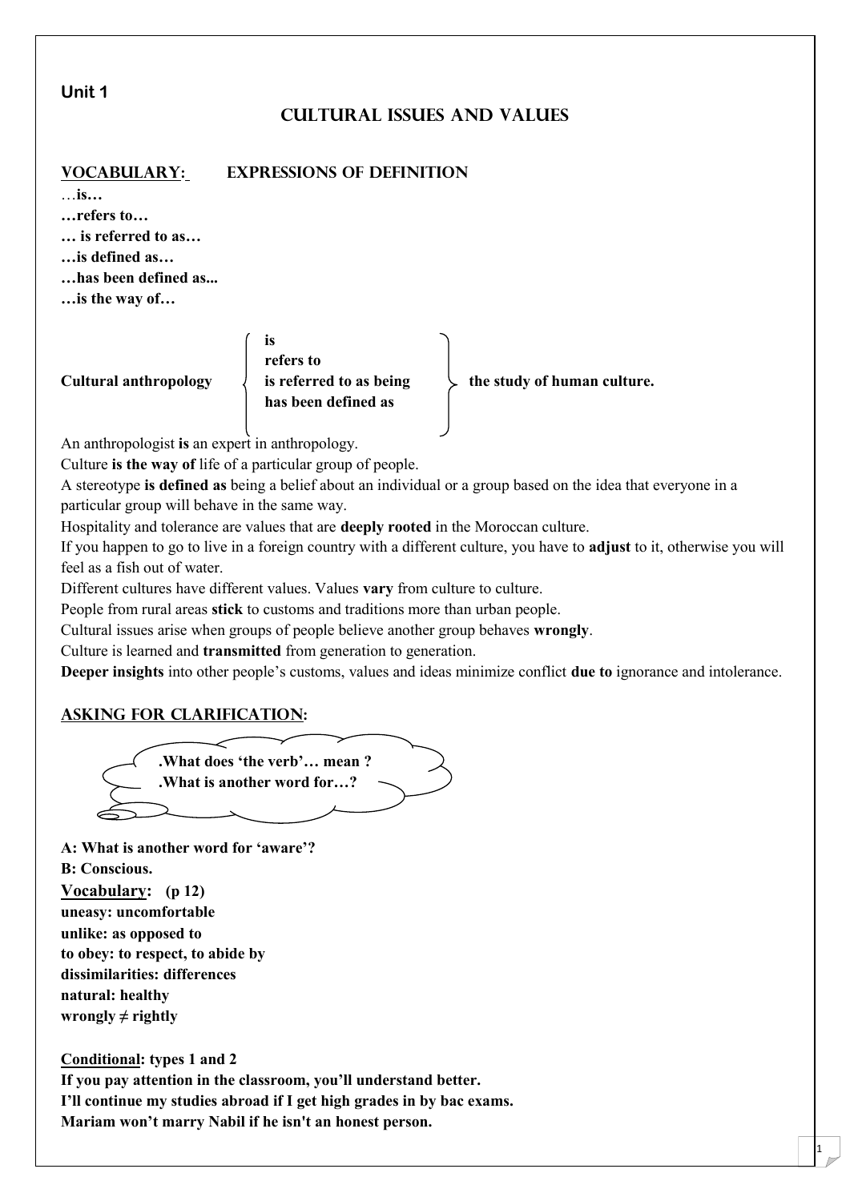**Unit 1**

# CULTURAL ISSUES AND VALUES

## VOCABULARY: EXPRESSIONS OF DEFINITION

…**is…**
**…refers to…**
**… is referred to as…**
**…is defined as…**
**…has been defined as...**
**…is the way of…**

**Cultural anthropology** { **is** / **refers to** / **is referred to as being** / **has been defined as** } **the study of human culture.**

An anthropologist **is** an expert in anthropology.
Culture **is the way of** life of a particular group of people.
A stereotype **is defined as** being a belief about an individual or a group based on the idea that everyone in a particular group will behave in the same way.
Hospitality and tolerance are values that are **deeply rooted** in the Moroccan culture.
If you happen to go to live in a foreign country with a different culture, you have to **adjust** to it, otherwise you will feel as a fish out of water.
Different cultures have different values. Values **vary** from culture to culture.
People from rural areas **stick** to customs and traditions more than urban people.
Cultural issues arise when groups of people believe another group behaves **wrongly**.
Culture is learned and **transmitted** from generation to generation.
**Deeper insights** into other people's customs, values and ideas minimize conflict **due to** ignorance and intolerance.

## ASKING FOR CLARIFICATION:

**.What does 'the verb'… mean ?**
**.What is another word for…?**

**A: What is another word for 'aware'?**
**B: Conscious.**

**Vocabulary: (p 12)**
**uneasy: uncomfortable**
**unlike: as opposed to**
**to obey: to respect, to abide by**
**dissimilarities: differences**
**natural: healthy**
**wrongly ≠ rightly**

**Conditional: types 1 and 2**
**If you pay attention in the classroom, you'll understand better.**
**I'll continue my studies abroad if I get high grades in by bac exams.**
**Mariam won't marry Nabil if he isn't an honest person.**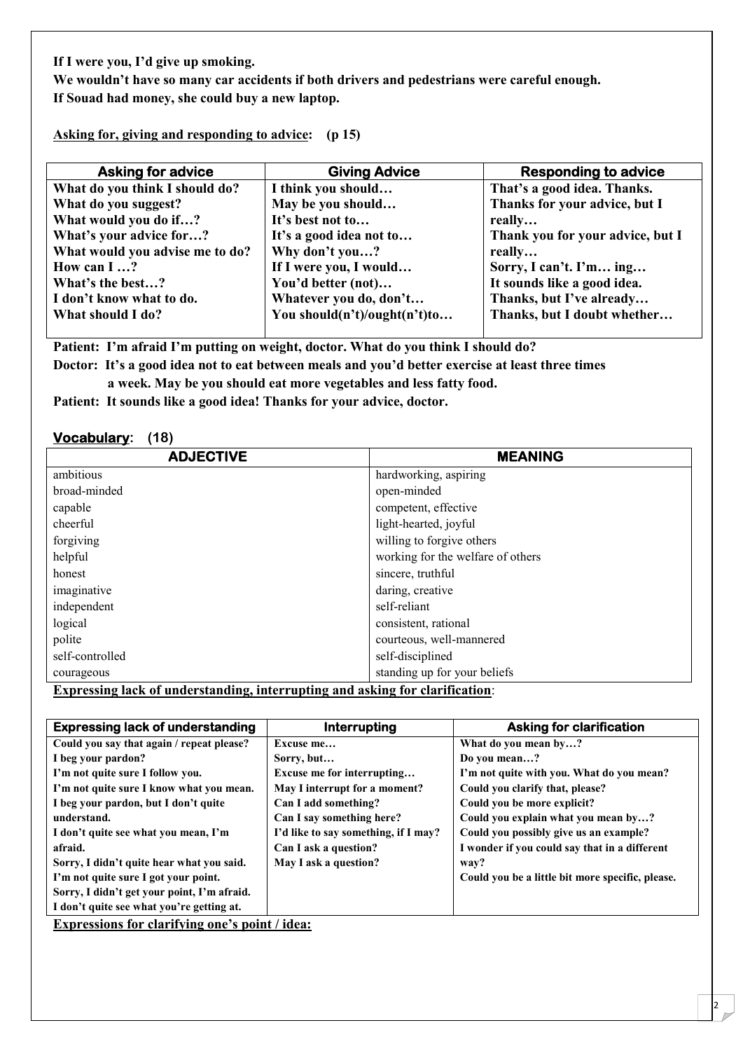**If I were you, I'd give up smoking.**
**We wouldn't have so many car accidents if both drivers and pedestrians were careful enough.**
**If Souad had money, she could buy a new laptop.**

**Asking for, giving and responding to advice: (p 15)**

| Asking for advice | Giving Advice | Responding to advice |
|---|---|---|
| What do you think I should do? | I think you should… | That's a good idea. Thanks. |
| What do you suggest? | May be you should… | Thanks for your advice, but I really… |
| What would you do if…? | It's best not to… | Thank you for your advice, but I really… |
| What's your advice for…? | It's a good idea not to… | Sorry, I can't. I'm… ing… |
| What would you advise me to do? | Why don't you…? | It sounds like a good idea. |
| How can I …? | If I were you, I would… | Thanks, but I've already… |
| What's the best…? | You'd better (not)… | Thanks, but I doubt whether… |
| I don't know what to do. | Whatever you do, don't… | |
| What should I do? | You should(n't)/ought(n't)to… | |

**Patient: I'm afraid I'm putting on weight, doctor. What do you think I should do?**
**Doctor: It's a good idea not to eat between meals and you'd better exercise at least three times a week. May be you should eat more vegetables and less fatty food.**
**Patient: It sounds like a good idea! Thanks for your advice, doctor.**

**Vocabulary: (18)**

| ADJECTIVE | MEANING |
|---|---|
| ambitious | hardworking, aspiring |
| broad-minded | open-minded |
| capable | competent, effective |
| cheerful | light-hearted, joyful |
| forgiving | willing to forgive others |
| helpful | working for the welfare of others |
| honest | sincere, truthful |
| imaginative | daring, creative |
| independent | self-reliant |
| logical | consistent, rational |
| polite | courteous, well-mannered |
| self-controlled | self-disciplined |
| courageous | standing up for your beliefs |

**Expressing lack of understanding, interrupting and asking for clarification:**

| Expressing lack of understanding | Interrupting | Asking for clarification |
|---|---|---|
| Could you say that again / repeat please? | Excuse me… | What do you mean by…? |
| I beg your pardon? | Sorry, but… | Do you mean…? |
| I'm not quite sure I follow you. | Excuse me for interrupting… | I'm not quite with you. What do you mean? |
| I'm not quite sure I know what you mean. | May I interrupt for a moment? | Could you clarify that, please? |
| I beg your pardon, but I don't quite understand. | Can I add something? | Could you be more explicit? |
| I don't quite see what you mean, I'm afraid. | Can I say something here? | Could you explain what you mean by…? |
| Sorry, I didn't quite hear what you said. | I'd like to say something, if I may? | Could you possibly give us an example? |
| I'm not quite sure I got your point. | Can I ask a question? | I wonder if you could say that in a different way? |
| Sorry, I didn't get your point, I'm afraid. | May I ask a question? | Could you be a little bit more specific, please. |
| I don't quite see what you're getting at. | | |

**Expressions for clarifying one's point / idea:**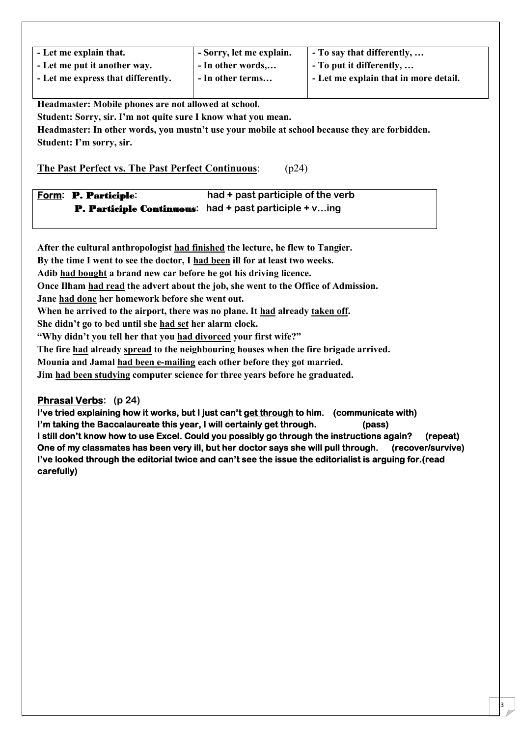| | | |
|---|---|---|
| **- Let me explain that.** | **- Sorry, let me explain.** | **- To say that differently, …** |
| **- Let me put it another way.** | **- In other words,…** | **- To put it differently, …** |
| **- Let me express that differently.** | **- In other terms…** | **- Let me explain that in more detail.** |

**Headmaster: Mobile phones are not allowed at school.**
**Student: Sorry, sir. I'm not quite sure I know what you mean.**
**Headmaster: In other words, you mustn't use your mobile at school because they are forbidden.**
**Student: I'm sorry, sir.**

**The Past Perfect vs. The Past Perfect Continuous**: (p24)

**Form**: **P. Participle**: **had + past participle of the verb**
**P. Participle Continuous**: **had + past participle + v…ing**

**After the cultural anthropologist had finished the lecture, he flew to Tangier.**
**By the time I went to see the doctor, I had been ill for at least two weeks.**
**Adib had bought a brand new car before he got his driving licence.**
**Once Ilham had read the advert about the job, she went to the Office of Admission.**
**Jane had done her homework before she went out.**
**When he arrived to the airport, there was no plane. It had already taken off.**
**She didn't go to bed until she had set her alarm clock.**
**"Why didn't you tell her that you had divorced your first wife?"**
**The fire had already spread to the neighbouring houses when the fire brigade arrived.**
**Mounia and Jamal had been e-mailing each other before they got married.**
**Jim had been studying computer science for three years before he graduated.**

**Phrasal Verbs**: **(p 24)**
**I've tried explaining how it works, but I just can't get through to him. (communicate with)**
**I'm taking the Baccalaureate this year, I will certainly get through. (pass)**
**I still don't know how to use Excel. Could you possibly go through the instructions again? (repeat)**
**One of my classmates has been very ill, but her doctor says she will pull through. (recover/survive)**
**I've looked through the editorial twice and can't see the issue the editorialist is arguing for.(read carefully)**